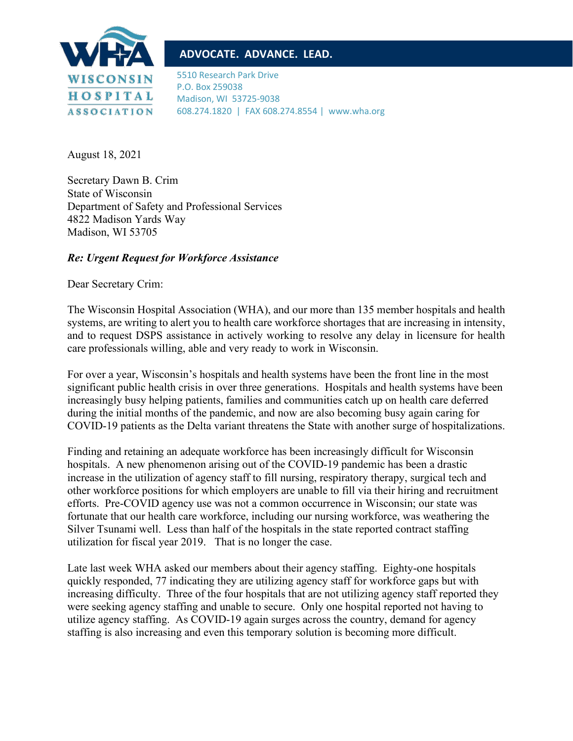**WISCONSIN HOSPITAL ASSOCIATION**

**ADVOCATE. ADVANCE. LEAD.**

5510 Research Park Drive
P.O. Box 259038
Madison, WI 53725-9038
608.274.1820 | FAX 608.274.8554 | www.wha.org

August 18, 2021

Secretary Dawn B. Crim
State of Wisconsin
Department of Safety and Professional Services
4822 Madison Yards Way
Madison, WI 53705

***Re: Urgent Request for Workforce Assistance***

Dear Secretary Crim:

The Wisconsin Hospital Association (WHA), and our more than 135 member hospitals and health systems, are writing to alert you to health care workforce shortages that are increasing in intensity, and to request DSPS assistance in actively working to resolve any delay in licensure for health care professionals willing, able and very ready to work in Wisconsin.

For over a year, Wisconsin's hospitals and health systems have been the front line in the most significant public health crisis in over three generations. Hospitals and health systems have been increasingly busy helping patients, families and communities catch up on health care deferred during the initial months of the pandemic, and now are also becoming busy again caring for COVID-19 patients as the Delta variant threatens the State with another surge of hospitalizations.

Finding and retaining an adequate workforce has been increasingly difficult for Wisconsin hospitals. A new phenomenon arising out of the COVID-19 pandemic has been a drastic increase in the utilization of agency staff to fill nursing, respiratory therapy, surgical tech and other workforce positions for which employers are unable to fill via their hiring and recruitment efforts. Pre-COVID agency use was not a common occurrence in Wisconsin; our state was fortunate that our health care workforce, including our nursing workforce, was weathering the Silver Tsunami well. Less than half of the hospitals in the state reported contract staffing utilization for fiscal year 2019. That is no longer the case.

Late last week WHA asked our members about their agency staffing. Eighty-one hospitals quickly responded, 77 indicating they are utilizing agency staff for workforce gaps but with increasing difficulty. Three of the four hospitals that are not utilizing agency staff reported they were seeking agency staffing and unable to secure. Only one hospital reported not having to utilize agency staffing. As COVID-19 again surges across the country, demand for agency staffing is also increasing and even this temporary solution is becoming more difficult.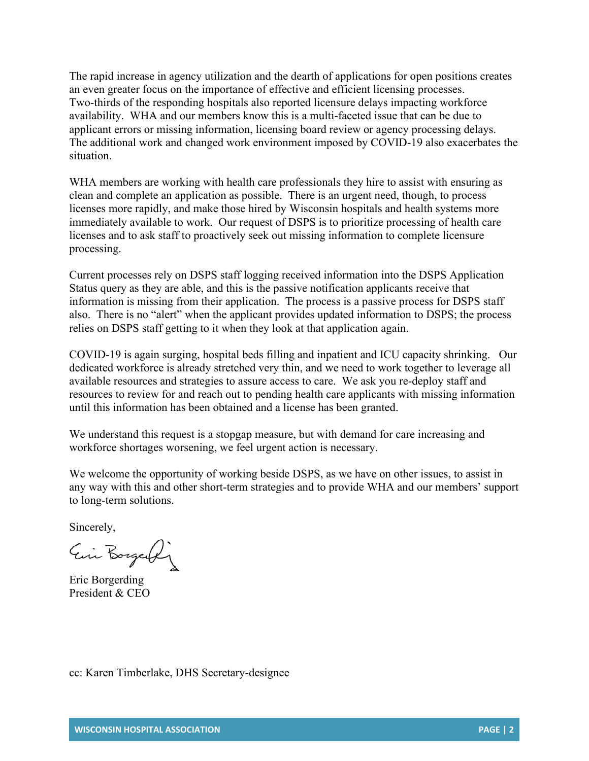The rapid increase in agency utilization and the dearth of applications for open positions creates an even greater focus on the importance of effective and efficient licensing processes. Two-thirds of the responding hospitals also reported licensure delays impacting workforce availability. WHA and our members know this is a multi-faceted issue that can be due to applicant errors or missing information, licensing board review or agency processing delays. The additional work and changed work environment imposed by COVID-19 also exacerbates the situation.

WHA members are working with health care professionals they hire to assist with ensuring as clean and complete an application as possible. There is an urgent need, though, to process licenses more rapidly, and make those hired by Wisconsin hospitals and health systems more immediately available to work. Our request of DSPS is to prioritize processing of health care licenses and to ask staff to proactively seek out missing information to complete licensure processing.

Current processes rely on DSPS staff logging received information into the DSPS Application Status query as they are able, and this is the passive notification applicants receive that information is missing from their application. The process is a passive process for DSPS staff also. There is no "alert" when the applicant provides updated information to DSPS; the process relies on DSPS staff getting to it when they look at that application again.

COVID-19 is again surging, hospital beds filling and inpatient and ICU capacity shrinking. Our dedicated workforce is already stretched very thin, and we need to work together to leverage all available resources and strategies to assure access to care. We ask you re-deploy staff and resources to review for and reach out to pending health care applicants with missing information until this information has been obtained and a license has been granted.

We understand this request is a stopgap measure, but with demand for care increasing and workforce shortages worsening, we feel urgent action is necessary.

We welcome the opportunity of working beside DSPS, as we have on other issues, to assist in any way with this and other short-term strategies and to provide WHA and our members' support to long-term solutions.

Sincerely,

Eric Borgerding
President & CEO

cc: Karen Timberlake, DHS Secretary-designee